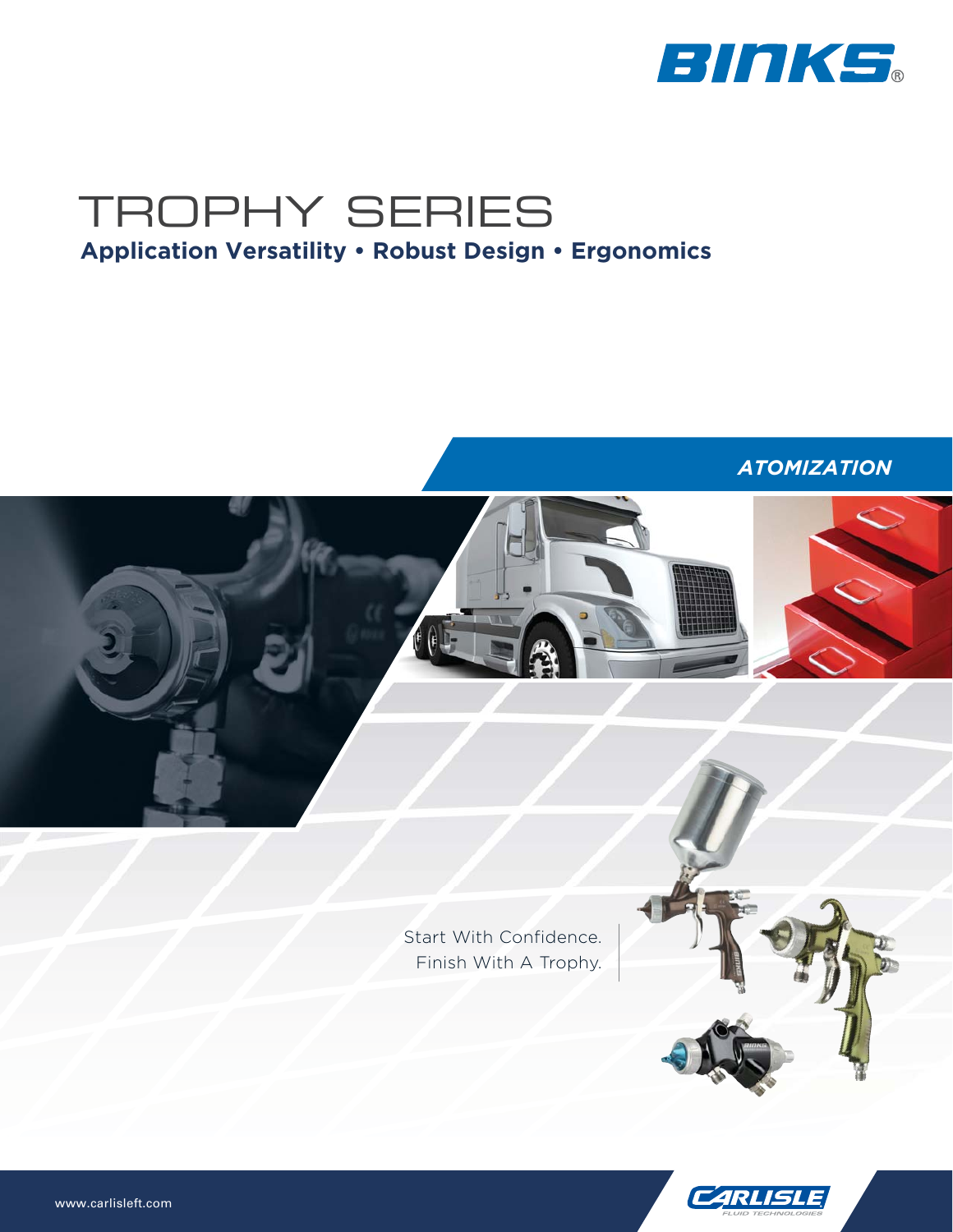BINKS®

# TROPHY SERIES

**Application Versatility • Robust Design • Ergonomics**

***ATOMIZATION***

Start With Confidence.
Finish With A Trophy.

www.carlisleft.com

CARLISLE FLUID TECHNOLOGIES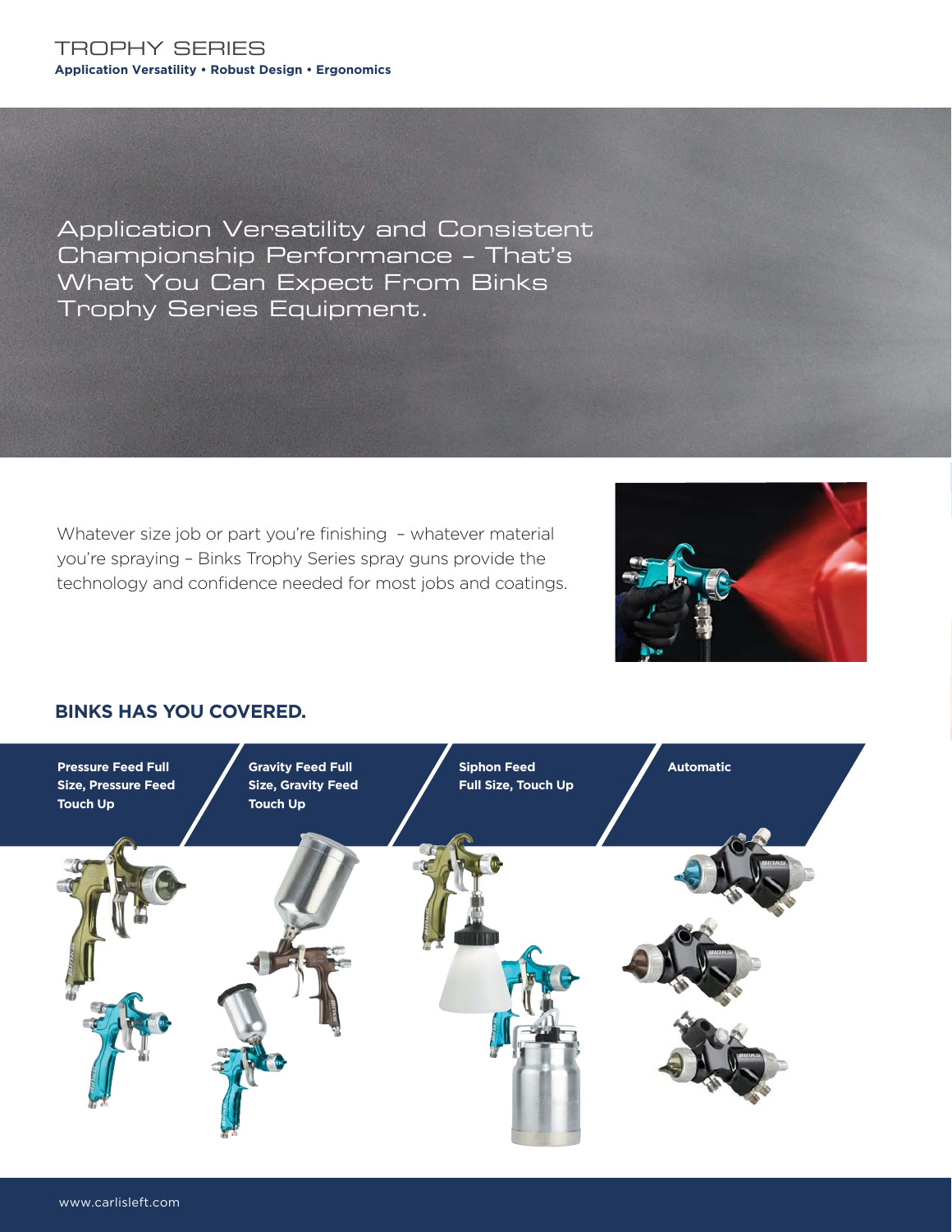# TROPHY SERIES

**Application Versatility • Robust Design • Ergonomics**

## Application Versatility and Consistent Championship Performance – That's What You Can Expect From Binks Trophy Series Equipment.

Whatever size job or part you're finishing – whatever material you're spraying – Binks Trophy Series spray guns provide the technology and confidence needed for most jobs and coatings.

## BINKS HAS YOU COVERED.

**Pressure Feed Full Size, Pressure Feed Touch Up**

**Gravity Feed Full Size, Gravity Feed Touch Up**

**Siphon Feed Full Size, Touch Up**

**Automatic**

www.carlisleft.com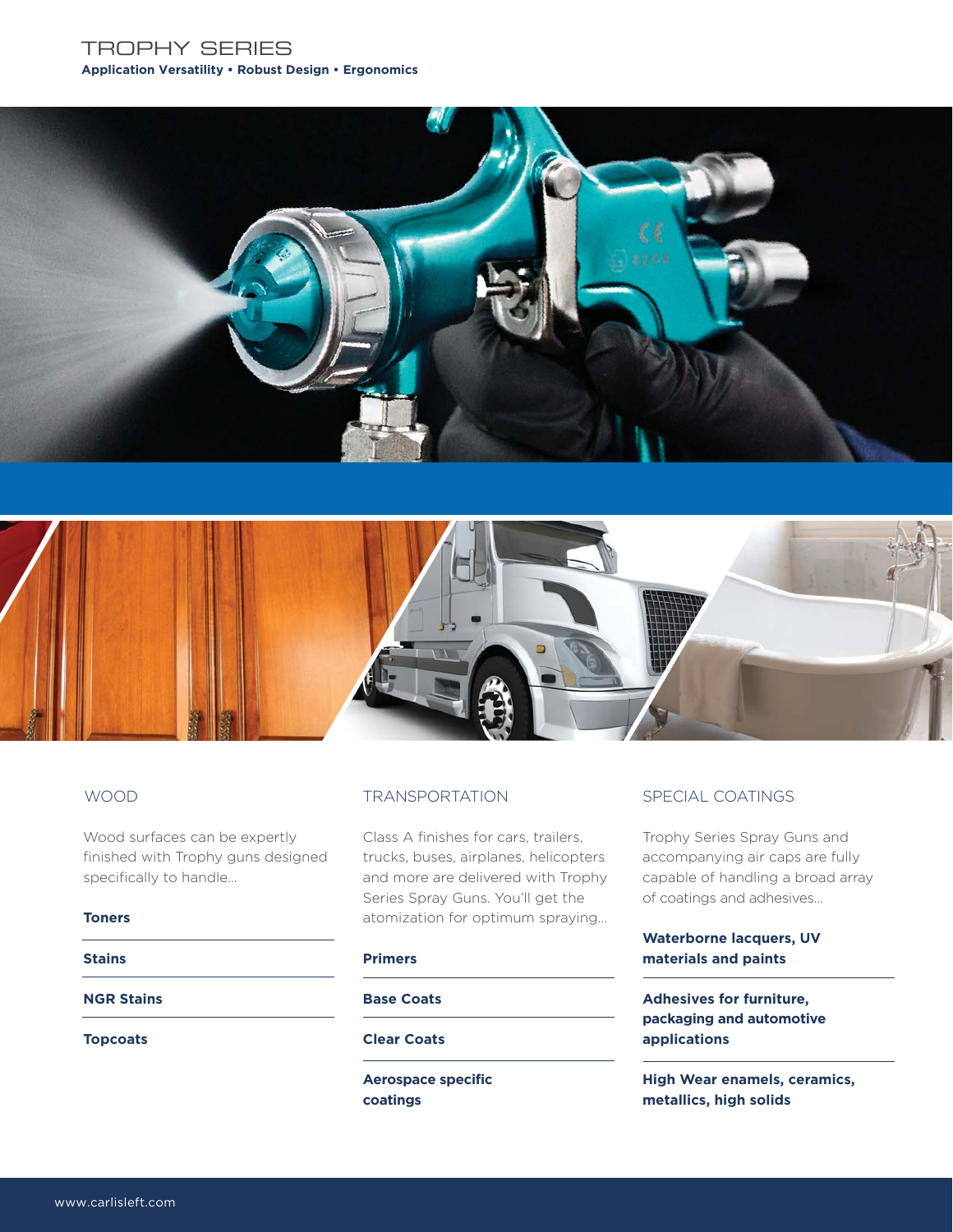# TROPHY SERIES

**Application Versatility • Robust Design • Ergonomics**

## WOOD

Wood surfaces can be expertly finished with Trophy guns designed specifically to handle...

**Toners**

**Stains**

**NGR Stains**

**Topcoats**

## TRANSPORTATION

Class A finishes for cars, trailers, trucks, buses, airplanes, helicopters and more are delivered with Trophy Series Spray Guns. You'll get the atomization for optimum spraying...

**Primers**

**Base Coats**

**Clear Coats**

**Aerospace specific coatings**

## SPECIAL COATINGS

Trophy Series Spray Guns and accompanying air caps are fully capable of handling a broad array of coatings and adhesives...

**Waterborne lacquers, UV materials and paints**

**Adhesives for furniture, packaging and automotive applications**

**High Wear enamels, ceramics, metallics, high solids**

www.carlisleft.com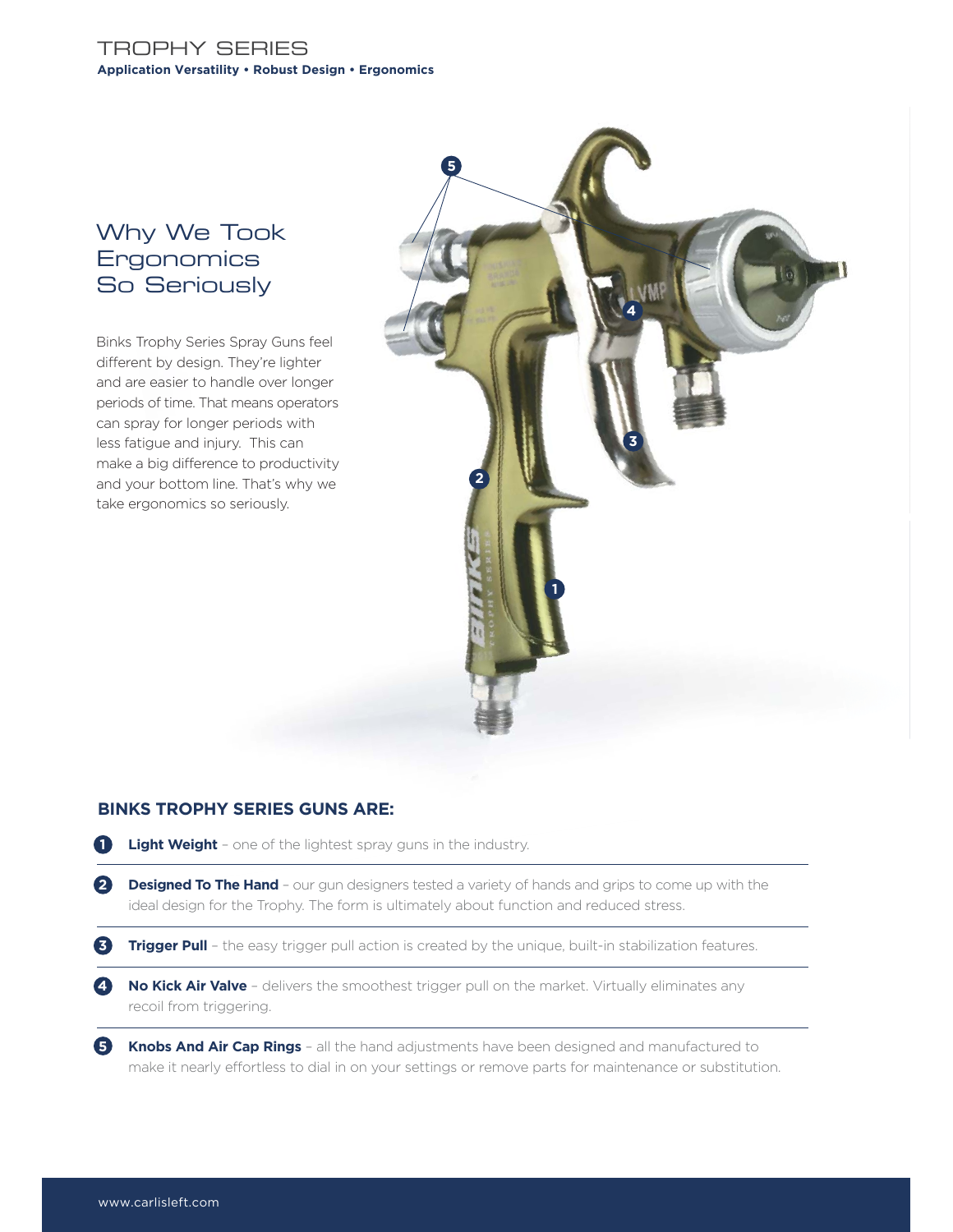# TROPHY SERIES

**Application Versatility • Robust Design • Ergonomics**

## Why We Took Ergonomics So Seriously

Binks Trophy Series Spray Guns feel different by design. They're lighter and are easier to handle over longer periods of time. That means operators can spray for longer periods with less fatigue and injury. This can make a big difference to productivity and your bottom line. That's why we take ergonomics so seriously.

### BINKS TROPHY SERIES GUNS ARE:

1. **Light Weight** – one of the lightest spray guns in the industry.
2. **Designed To The Hand** – our gun designers tested a variety of hands and grips to come up with the ideal design for the Trophy. The form is ultimately about function and reduced stress.
3. **Trigger Pull** – the easy trigger pull action is created by the unique, built-in stabilization features.
4. **No Kick Air Valve** – delivers the smoothest trigger pull on the market. Virtually eliminates any recoil from triggering.
5. **Knobs And Air Cap Rings** – all the hand adjustments have been designed and manufactured to make it nearly effortless to dial in on your settings or remove parts for maintenance or substitution.

www.carlisleft.com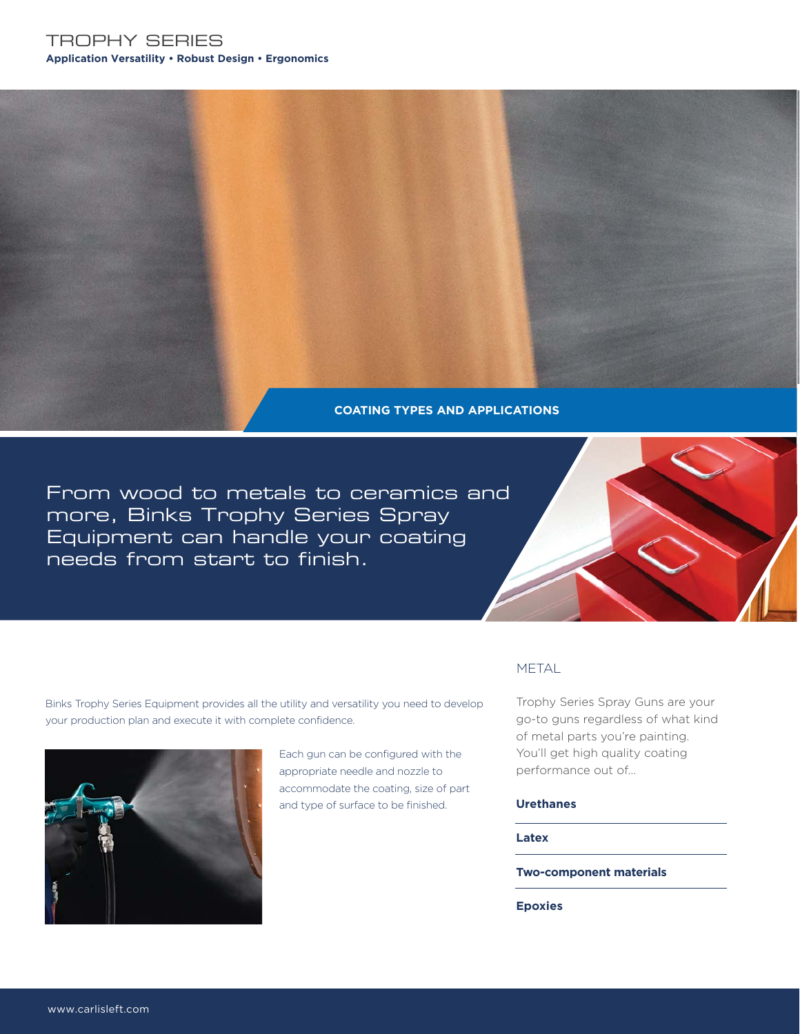# TROPHY SERIES

**Application Versatility • Robust Design • Ergonomics**

## COATING TYPES AND APPLICATIONS

From wood to metals to ceramics and more, Binks Trophy Series Spray Equipment can handle your coating needs from start to finish.

Binks Trophy Series Equipment provides all the utility and versatility you need to develop your production plan and execute it with complete confidence.

Each gun can be configured with the appropriate needle and nozzle to accommodate the coating, size of part and type of surface to be finished.

### METAL

Trophy Series Spray Guns are your go-to guns regardless of what kind of metal parts you're painting. You'll get high quality coating performance out of...

**Urethanes**

**Latex**

**Two-component materials**

**Epoxies**

www.carlisleft.com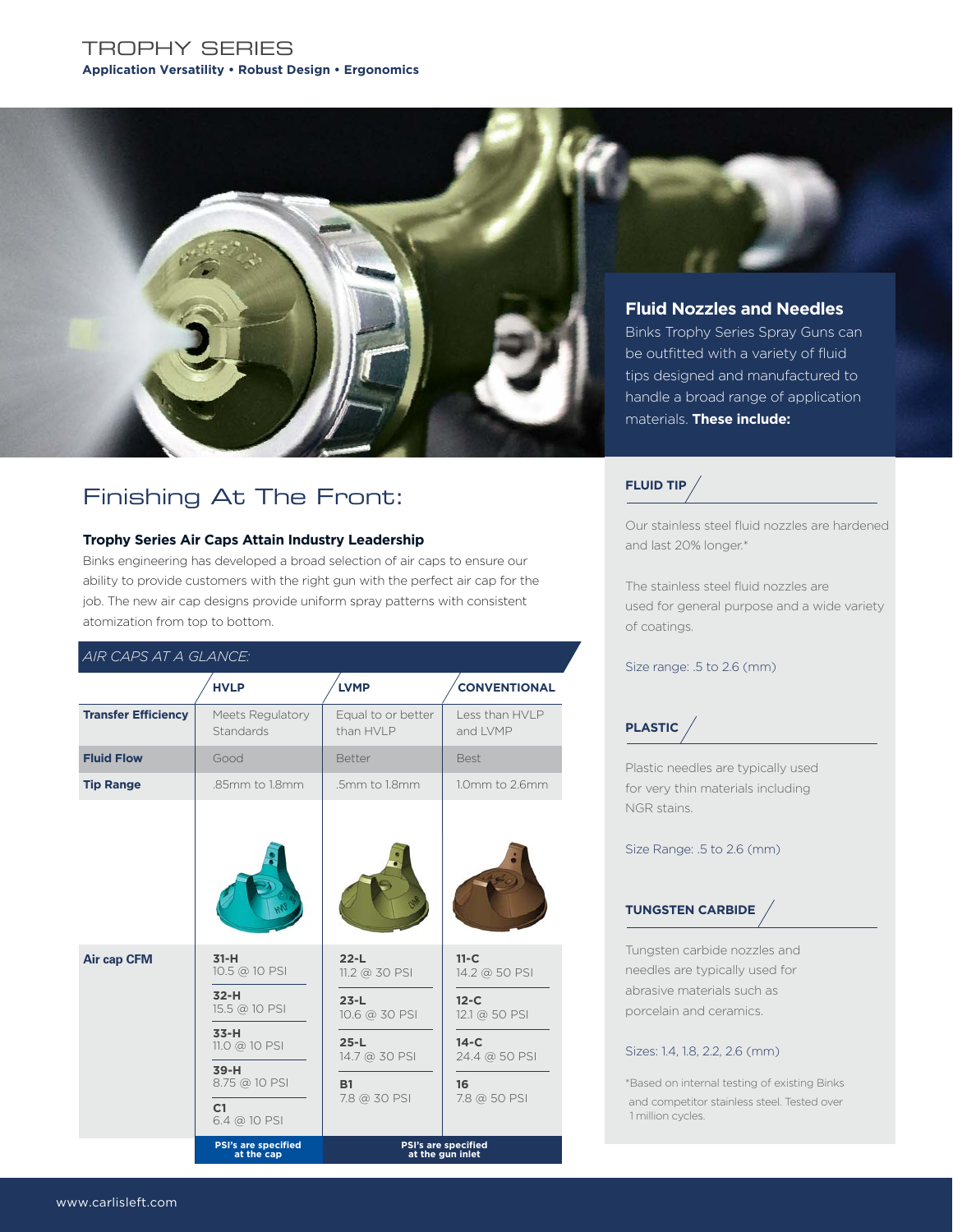# TROPHY SERIES

**Application Versatility • Robust Design • Ergonomics**

## Finishing At The Front:

### Trophy Series Air Caps Attain Industry Leadership

Binks engineering has developed a broad selection of air caps to ensure our ability to provide customers with the right gun with the perfect air cap for the job. The new air cap designs provide uniform spray patterns with consistent atomization from top to bottom.

*AIR CAPS AT A GLANCE:*

| | HVLP | LVMP | CONVENTIONAL |
|---|---|---|---|
| **Transfer Efficiency** | Meets Regulatory Standards | Equal to or better than HVLP | Less than HVLP and LVMP |
| **Fluid Flow** | Good | Better | Best |
| **Tip Range** | .85mm to 1.8mm | .5mm to 1.8mm | 1.0mm to 2.6mm |
| **Air cap CFM** | **31-H** 10.5 @ 10 PSI<br>**32-H** 15.5 @ 10 PSI<br>**33-H** 11.0 @ 10 PSI<br>**39-H** 8.75 @ 10 PSI<br>**C1** 6.4 @ 10 PSI | **22-L** 11.2 @ 30 PSI<br>**23-L** 10.6 @ 30 PSI<br>**25-L** 14.7 @ 30 PSI<br>**B1** 7.8 @ 30 PSI | **11-C** 14.2 @ 50 PSI<br>**12-C** 12.1 @ 50 PSI<br>**14-C** 24.4 @ 50 PSI<br>**16** 7.8 @ 50 PSI |
| | **PSI's are specified at the cap** | **PSI's are specified at the gun inlet** | |

### Fluid Nozzles and Needles

Binks Trophy Series Spray Guns can be outfitted with a variety of fluid tips designed and manufactured to handle a broad range of application materials. **These include:**

**FLUID TIP**

Our stainless steel fluid nozzles are hardened and last 20% longer.*

The stainless steel fluid nozzles are used for general purpose and a wide variety of coatings.

Size range: .5 to 2.6 (mm)

**PLASTIC**

Plastic needles are typically used for very thin materials including NGR stains.

Size Range: .5 to 2.6 (mm)

**TUNGSTEN CARBIDE**

Tungsten carbide nozzles and needles are typically used for abrasive materials such as porcelain and ceramics.

Sizes: 1.4, 1.8, 2.2, 2.6 (mm)

*Based on internal testing of existing Binks and competitor stainless steel. Tested over 1 million cycles.

www.carlisleft.com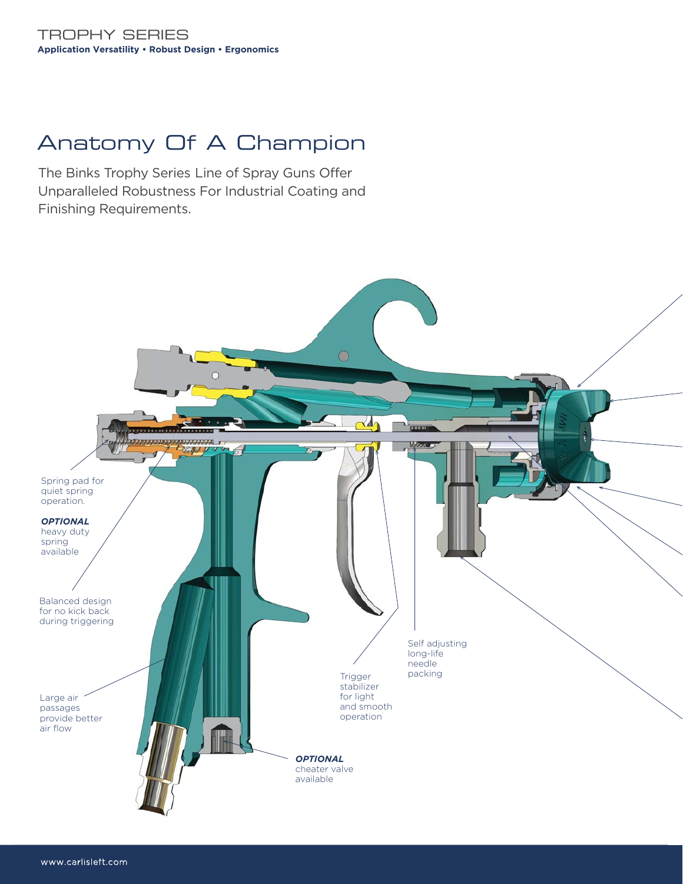TROPHY SERIES

**Application Versatility • Robust Design • Ergonomics**

# Anatomy Of A Champion

The Binks Trophy Series Line of Spray Guns Offer Unparalleled Robustness For Industrial Coating and Finishing Requirements.

Spring pad for quiet spring operation.

***OPTIONAL*** heavy duty spring available

Balanced design for no kick back during triggering

Large air passages provide better air flow

Trigger stabilizer for light and smooth operation

Self adjusting long-life needle packing

***OPTIONAL*** cheater valve available

www.carlisleft.com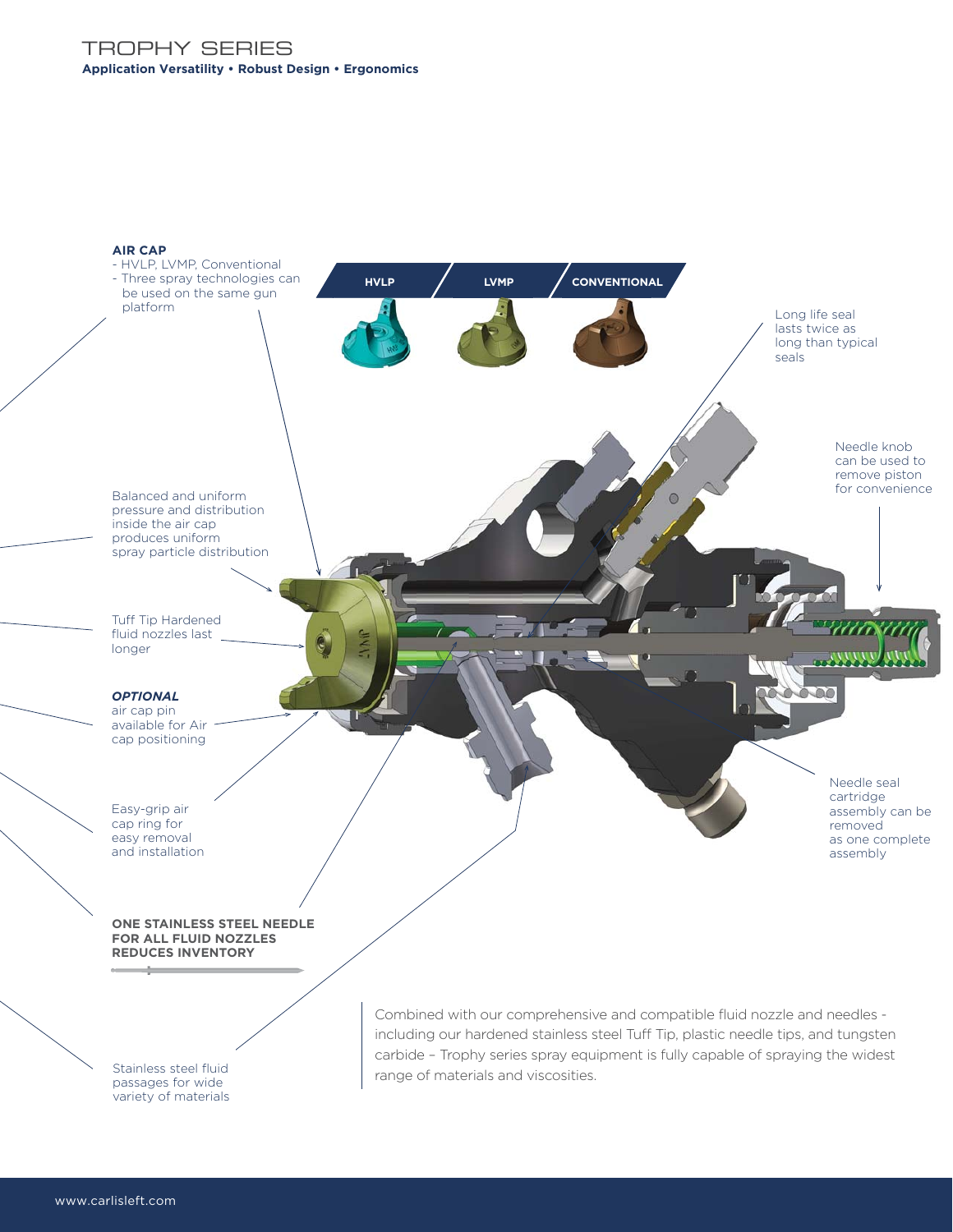# TROPHY SERIES

**Application Versatility • Robust Design • Ergonomics**

**AIR CAP**

- HVLP, LVMP, Conventional
- Three spray technologies can be used on the same gun platform

**HVLP** | **LVMP** | **CONVENTIONAL**

Long life seal lasts twice as long than typical seals

Needle knob can be used to remove piston for convenience

Balanced and uniform pressure and distribution inside the air cap produces uniform spray particle distribution

Tuff Tip Hardened fluid nozzles last longer

***OPTIONAL*** air cap pin available for Air cap positioning

Easy-grip air cap ring for easy removal and installation

Needle seal cartridge assembly can be removed as one complete assembly

**ONE STAINLESS STEEL NEEDLE FOR ALL FLUID NOZZLES REDUCES INVENTORY**

Stainless steel fluid passages for wide variety of materials

Combined with our comprehensive and compatible fluid nozzle and needles - including our hardened stainless steel Tuff Tip, plastic needle tips, and tungsten carbide – Trophy series spray equipment is fully capable of spraying the widest range of materials and viscosities.

www.carlisleft.com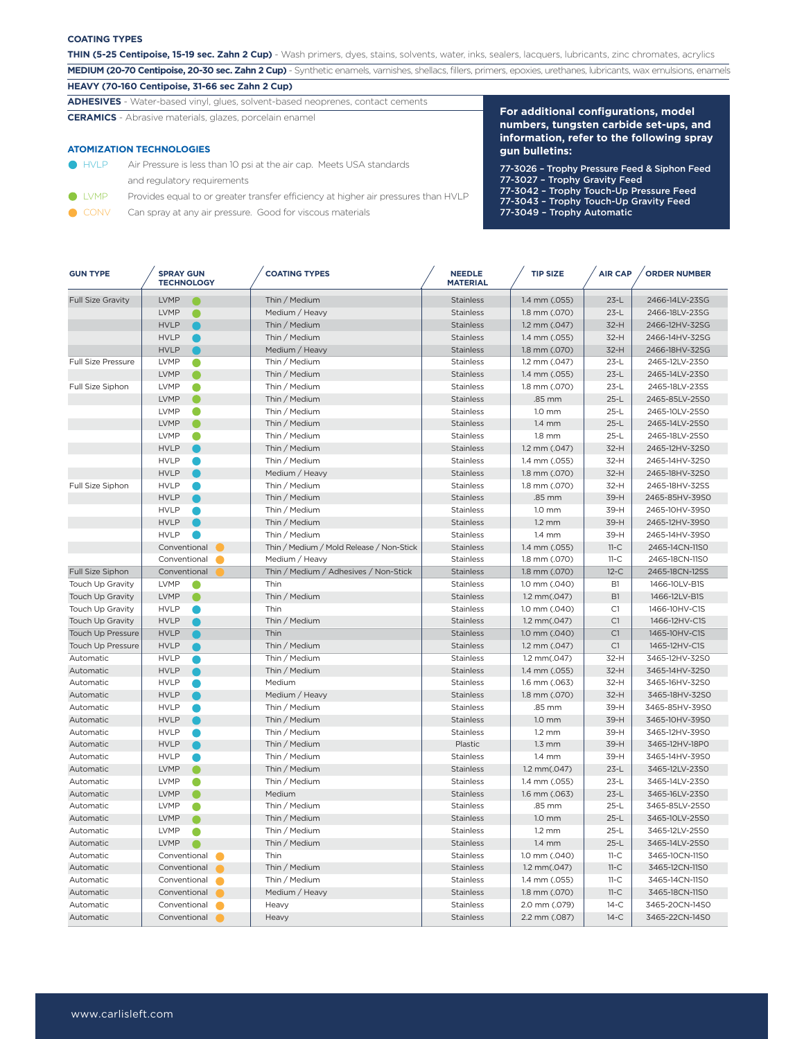**COATING TYPES**

**THIN (5-25 Centipoise, 15-19 sec. Zahn 2 Cup)** - Wash primers, dyes, stains, solvents, water, inks, sealers, lacquers, lubricants, zinc chromates, acrylics

**MEDIUM (20-70 Centipoise, 20-30 sec. Zahn 2 Cup)** - Synthetic enamels, varnishes, shellacs, fillers, primers, epoxies, urethanes, lubricants, wax emulsions, enamels

**HEAVY (70-160 Centipoise, 31-66 sec Zahn 2 Cup)**

**ADHESIVES** - Water-based vinyl, glues, solvent-based neoprenes, contact cements

**CERAMICS** - Abrasive materials, glazes, porcelain enamel

**ATOMIZATION TECHNOLOGIES**

- HVLP — Air Pressure is less than 10 psi at the air cap. Meets USA standards and regulatory requirements
- LVMP — Provides equal to or greater transfer efficiency at higher air pressures than HVLP
- CONV — Can spray at any air pressure. Good for viscous materials

**For additional configurations, model numbers, tungsten carbide set-ups, and information, refer to the following spray gun bulletins:**

**77-3026 – Trophy Pressure Feed & Siphon Feed**
**77-3027 – Trophy Gravity Feed**
**77-3042 – Trophy Touch-Up Pressure Feed**
**77-3043 – Trophy Touch-Up Gravity Feed**
**77-3049 – Trophy Automatic**

| GUN TYPE | SPRAY GUN TECHNOLOGY | COATING TYPES | NEEDLE MATERIAL | TIP SIZE | AIR CAP | ORDER NUMBER |
|---|---|---|---|---|---|---|
| Full Size Gravity | LVMP | Thin / Medium | Stainless | 1.4 mm (.055) | 23-L | 2466-14LV-23SG |
| | LVMP | Medium / Heavy | Stainless | 1.8 mm (.070) | 23-L | 2466-18LV-23SG |
| | HVLP | Thin / Medium | Stainless | 1.2 mm (.047) | 32-H | 2466-12HV-32SG |
| | HVLP | Thin / Medium | Stainless | 1.4 mm (.055) | 32-H | 2466-14HV-32SG |
| | HVLP | Medium / Heavy | Stainless | 1.8 mm (.070) | 32-H | 2466-18HV-32SG |
| Full Size Pressure | LVMP | Thin / Medium | Stainless | 1.2 mm (.047) | 23-L | 2465-12LV-23SO |
| | LVMP | Thin / Medium | Stainless | 1.4 mm (.055) | 23-L | 2465-14LV-23SO |
| Full Size Siphon | LVMP | Thin / Medium | Stainless | 1.8 mm (.070) | 23-L | 2465-18LV-23SS |
| | LVMP | Thin / Medium | Stainless | .85 mm | 25-L | 2465-85LV-25SO |
| | LVMP | Thin / Medium | Stainless | 1.0 mm | 25-L | 2465-10LV-25SO |
| | LVMP | Thin / Medium | Stainless | 1.4 mm | 25-L | 2465-14LV-25SO |
| | LVMP | Thin / Medium | Stainless | 1.8 mm | 25-L | 2465-18LV-25SO |
| | HVLP | Thin / Medium | Stainless | 1.2 mm (.047) | 32-H | 2465-12HV-32SO |
| | HVLP | Thin / Medium | Stainless | 1.4 mm (.055) | 32-H | 2465-14HV-32SO |
| | HVLP | Medium / Heavy | Stainless | 1.8 mm (.070) | 32-H | 2465-18HV-32SO |
| Full Size Siphon | HVLP | Thin / Medium | Stainless | 1.8 mm (.070) | 32-H | 2465-18HV-32SS |
| | HVLP | Thin / Medium | Stainless | .85 mm | 39-H | 2465-85HV-39SO |
| | HVLP | Thin / Medium | Stainless | 1.0 mm | 39-H | 2465-10HV-39SO |
| | HVLP | Thin / Medium | Stainless | 1.2 mm | 39-H | 2465-12HV-39SO |
| | HVLP | Thin / Medium | Stainless | 1.4 mm | 39-H | 2465-14HV-39SO |
| | Conventional | Thin / Medium / Mold Release / Non-Stick | Stainless | 1.4 mm (.055) | 11-C | 2465-14CN-11SO |
| | Conventional | Medium / Heavy | Stainless | 1.8 mm (.070) | 11-C | 2465-18CN-11SO |
| Full Size Siphon | Conventional | Thin / Medium / Adhesives / Non-Stick | Stainless | 1.8 mm (.070) | 12-C | 2465-18CN-12SS |
| Touch Up Gravity | LVMP | Thin | Stainless | 1.0 mm (.040) | B1 | 1466-10LV-B1S |
| Touch Up Gravity | LVMP | Thin / Medium | Stainless | 1.2 mm(.047) | B1 | 1466-12LV-B1S |
| Touch Up Gravity | HVLP | Thin | Stainless | 1.0 mm (.040) | C1 | 1466-10HV-C1S |
| Touch Up Gravity | HVLP | Thin / Medium | Stainless | 1.2 mm(.047) | C1 | 1466-12HV-C1S |
| Touch Up Pressure | HVLP | Thin | Stainless | 1.0 mm (.040) | C1 | 1465-10HV-C1S |
| Touch Up Pressure | HVLP | Thin / Medium | Stainless | 1.2 mm (.047) | C1 | 1465-12HV-C1S |
| Automatic | HVLP | Thin / Medium | Stainless | 1.2 mm(.047) | 32-H | 3465-12HV-32SO |
| Automatic | HVLP | Thin / Medium | Stainless | 1.4 mm (.055) | 32-H | 3465-14HV-32SO |
| Automatic | HVLP | Medium | Stainless | 1.6 mm (.063) | 32-H | 3465-16HV-32SO |
| Automatic | HVLP | Medium / Heavy | Stainless | 1.8 mm (.070) | 32-H | 3465-18HV-32SO |
| Automatic | HVLP | Thin / Medium | Stainless | .85 mm | 39-H | 3465-85HV-39SO |
| Automatic | HVLP | Thin / Medium | Stainless | 1.0 mm | 39-H | 3465-10HV-39SO |
| Automatic | HVLP | Thin / Medium | Stainless | 1.2 mm | 39-H | 3465-12HV-39SO |
| Automatic | HVLP | Thin / Medium | Plastic | 1.3 mm | 39-H | 3465-12HV-18PO |
| Automatic | HVLP | Thin / Medium | Stainless | 1.4 mm | 39-H | 3465-14HV-39SO |
| Automatic | LVMP | Thin / Medium | Stainless | 1.2 mm(.047) | 23-L | 3465-12LV-23SO |
| Automatic | LVMP | Thin / Medium | Stainless | 1.4 mm (.055) | 23-L | 3465-14LV-23SO |
| Automatic | LVMP | Medium | Stainless | 1.6 mm (.063) | 23-L | 3465-16LV-23SO |
| Automatic | LVMP | Thin / Medium | Stainless | .85 mm | 25-L | 3465-85LV-25SO |
| Automatic | LVMP | Thin / Medium | Stainless | 1.0 mm | 25-L | 3465-10LV-25SO |
| Automatic | LVMP | Thin / Medium | Stainless | 1.2 mm | 25-L | 3465-12LV-25SO |
| Automatic | LVMP | Thin / Medium | Stainless | 1.4 mm | 25-L | 3465-14LV-25SO |
| Automatic | Conventional | Thin | Stainless | 1.0 mm (.040) | 11-C | 3465-10CN-11SO |
| Automatic | Conventional | Thin / Medium | Stainless | 1.2 mm(.047) | 11-C | 3465-12CN-11SO |
| Automatic | Conventional | Thin / Medium | Stainless | 1.4 mm (.055) | 11-C | 3465-14CN-11SO |
| Automatic | Conventional | Medium / Heavy | Stainless | 1.8 mm (.070) | 11-C | 3465-18CN-11SO |
| Automatic | Conventional | Heavy | Stainless | 2.0 mm (.079) | 14-C | 3465-20CN-14SO |
| Automatic | Conventional | Heavy | Stainless | 2.2 mm (.087) | 14-C | 3465-22CN-14SO |

www.carlisleft.com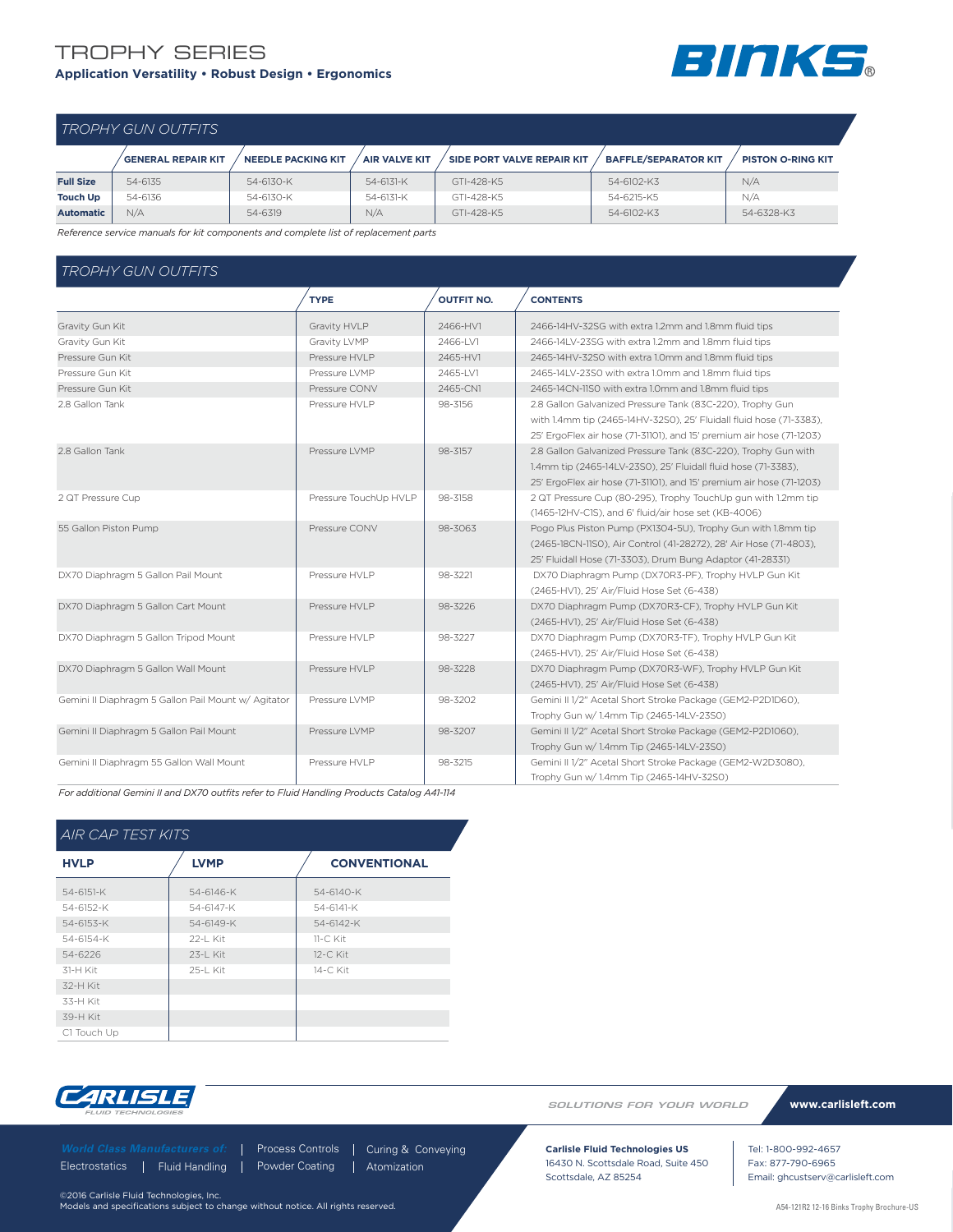# TROPHY SERIES

**Application Versatility • Robust Design • Ergonomics**

BINKS®

## TROPHY GUN OUTFITS

| | GENERAL REPAIR KIT | NEEDLE PACKING KIT | AIR VALVE KIT | SIDE PORT VALVE REPAIR KIT | BAFFLE/SEPARATOR KIT | PISTON O-RING KIT |
|---|---|---|---|---|---|---|
| **Full Size** | 54-6135 | 54-6130-K | 54-6131-K | GTI-428-K5 | 54-6102-K3 | N/A |
| **Touch Up** | 54-6136 | 54-6130-K | 54-6131-K | GTI-428-K5 | 54-6215-K5 | N/A |
| **Automatic** | N/A | 54-6319 | N/A | GTI-428-K5 | 54-6102-K3 | 54-6328-K3 |

*Reference service manuals for kit components and complete list of replacement parts*

## TROPHY GUN OUTFITS

| | TYPE | OUTFIT NO. | CONTENTS |
|---|---|---|---|
| Gravity Gun Kit | Gravity HVLP | 2466-HV1 | 2466-14HV-32SG with extra 1.2mm and 1.8mm fluid tips |
| Gravity Gun Kit | Gravity LVMP | 2466-LV1 | 2466-14LV-23SG with extra 1.2mm and 1.8mm fluid tips |
| Pressure Gun Kit | Pressure HVLP | 2465-HV1 | 2465-14HV-32SO with extra 1.0mm and 1.8mm fluid tips |
| Pressure Gun Kit | Pressure LVMP | 2465-LV1 | 2465-14LV-23SO with extra 1.0mm and 1.8mm fluid tips |
| Pressure Gun Kit | Pressure CONV | 2465-CN1 | 2465-14CN-11SO with extra 1.0mm and 1.8mm fluid tips |
| 2.8 Gallon Tank | Pressure HVLP | 98-3156 | 2.8 Gallon Galvanized Pressure Tank (83C-220), Trophy Gun with 1.4mm tip (2465-14HV-32SO), 25' Fluidall fluid hose (71-3383), 25' ErgoFlex air hose (71-31101), and 15' premium air hose (71-1203) |
| 2.8 Gallon Tank | Pressure LVMP | 98-3157 | 2.8 Gallon Galvanized Pressure Tank (83C-220), Trophy Gun with 1.4mm tip (2465-14LV-23SO), 25' Fluidall fluid hose (71-3383), 25' ErgoFlex air hose (71-31101), and 15' premium air hose (71-1203) |
| 2 QT Pressure Cup | Pressure TouchUp HVLP | 98-3158 | 2 QT Pressure Cup (80-295), Trophy TouchUp gun with 1.2mm tip (1465-12HV-C1S), and 6' fluid/air hose set (KB-4006) |
| 55 Gallon Piston Pump | Pressure CONV | 98-3063 | Pogo Plus Piston Pump (PX1304-5U), Trophy Gun with 1.8mm tip (2465-18CN-11SO), Air Control (41-28272), 28' Air Hose (71-4803), 25' Fluidall Hose (71-3303), Drum Bung Adaptor (41-28331) |
| DX70 Diaphragm 5 Gallon Pail Mount | Pressure HVLP | 98-3221 | DX70 Diaphragm Pump (DX70R3-PF), Trophy HVLP Gun Kit (2465-HV1), 25' Air/Fluid Hose Set (6-438) |
| DX70 Diaphragm 5 Gallon Cart Mount | Pressure HVLP | 98-3226 | DX70 Diaphragm Pump (DX70R3-CF), Trophy HVLP Gun Kit (2465-HV1), 25' Air/Fluid Hose Set (6-438) |
| DX70 Diaphragm 5 Gallon Tripod Mount | Pressure HVLP | 98-3227 | DX70 Diaphragm Pump (DX70R3-TF), Trophy HVLP Gun Kit (2465-HV1), 25' Air/Fluid Hose Set (6-438) |
| DX70 Diaphragm 5 Gallon Wall Mount | Pressure HVLP | 98-3228 | DX70 Diaphragm Pump (DX70R3-WF), Trophy HVLP Gun Kit (2465-HV1), 25' Air/Fluid Hose Set (6-438) |
| Gemini II Diaphragm 5 Gallon Pail Mount w/ Agitator | Pressure LVMP | 98-3202 | Gemini II 1/2" Acetal Short Stroke Package (GEM2-P2D1D60), Trophy Gun w/ 1.4mm Tip (2465-14LV-23SO) |
| Gemini II Diaphragm 5 Gallon Pail Mount | Pressure LVMP | 98-3207 | Gemini II 1/2" Acetal Short Stroke Package (GEM2-P2D1060), Trophy Gun w/ 1.4mm Tip (2465-14LV-23SO) |
| Gemini II Diaphragm 55 Gallon Wall Mount | Pressure HVLP | 98-3215 | Gemini II 1/2" Acetal Short Stroke Package (GEM2-W2D3080), Trophy Gun w/ 1.4mm Tip (2465-14HV-32SO) |

*For additional Gemini II and DX70 outfits refer to Fluid Handling Products Catalog A41-114*

## AIR CAP TEST KITS

| HVLP | LVMP | CONVENTIONAL |
|---|---|---|
| 54-6151-K | 54-6146-K | 54-6140-K |
| 54-6152-K | 54-6147-K | 54-6141-K |
| 54-6153-K | 54-6149-K | 54-6142-K |
| 54-6154-K | 22-L Kit | 11-C Kit |
| 54-6226 | 23-L Kit | 12-C Kit |
| 31-H Kit | 25-L Kit | 14-C Kit |
| 32-H Kit | | |
| 33-H Kit | | |
| 39-H Kit | | |
| C1 Touch Up | | |

CARLISLE FLUID TECHNOLOGIES

SOLUTIONS FOR YOUR WORLD

www.carlisleft.com

World Class Manufacturers of: Electrostatics | Fluid Handling | Process Controls | Powder Coating | Curing & Conveying | Atomization

**Carlisle Fluid Technologies US**
16430 N. Scottsdale Road, Suite 450
Scottsdale, AZ 85254

Tel: 1-800-992-4657
Fax: 877-790-6965
Email: ghcustserv@carlisleft.com

©2016 Carlisle Fluid Technologies, Inc.
Models and specifications subject to change without notice. All rights reserved.

A54-121R2 12-16 Binks Trophy Brochure-US